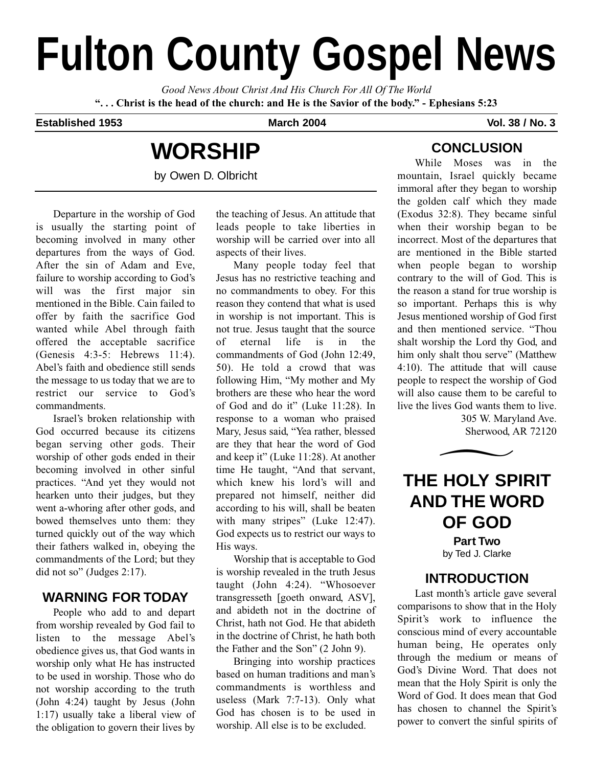# Fulton County Gospel News

*Good News About Christ And His Church For All Of The World*

**". . . Christ is the head of the church: and He is the Savior of the body." - Ephesians 5:23**

**Established 1953** | **March 2004** | **Vol. 38 / No. 3**

## WORSHIP

by Owen D. Olbricht

Departure in the worship of God is usually the starting point of becoming involved in many other departures from the ways of God. After the sin of Adam and Eve, failure to worship according to God's will was the first major sin mentioned in the Bible. Cain failed to offer by faith the sacrifice God wanted while Abel through faith offered the acceptable sacrifice (Genesis 4:3-5: Hebrews 11:4). Abel's faith and obedience still sends the message to us today that we are to restrict our service to God's commandments.

Israel's broken relationship with God occurred because its citizens began serving other gods. Their worship of other gods ended in their becoming involved in other sinful practices. "And yet they would not hearken unto their judges, but they went a-whoring after other gods, and bowed themselves unto them: they turned quickly out of the way which their fathers walked in, obeying the commandments of the Lord; but they did not so" (Judges 2:17).

### WARNING FOR TODAY

People who add to and depart from worship revealed by God fail to listen to the message Abel's obedience gives us, that God wants in worship only what He has instructed to be used in worship. Those who do not worship according to the truth (John 4:24) taught by Jesus (John 1:17) usually take a liberal view of the obligation to govern their lives by the teaching of Jesus. An attitude that leads people to take liberties in worship will be carried over into all aspects of their lives.

Many people today feel that Jesus has no restrictive teaching and no commandments to obey. For this reason they contend that what is used in worship is not important. This is not true. Jesus taught that the source of eternal life is in the commandments of God (John 12:49, 50). He told a crowd that was following Him, "My mother and My brothers are these who hear the word of God and do it" (Luke 11:28). In response to a woman who praised Mary, Jesus said, "Yea rather, blessed are they that hear the word of God and keep it" (Luke 11:28). At another time He taught, "And that servant, which knew his lord's will and prepared not himself, neither did according to his will, shall be beaten with many stripes" (Luke 12:47). God expects us to restrict our ways to His ways.

Worship that is acceptable to God is worship revealed in the truth Jesus taught (John 4:24). "Whosoever transgresseth [goeth onward, ASV], and abideth not in the doctrine of Christ, hath not God. He that abideth in the doctrine of Christ, he hath both the Father and the Son" (2 John 9).

Bringing into worship practices based on human traditions and man's commandments is worthless and useless (Mark 7:7-13). Only what God has chosen is to be used in worship. All else is to be excluded.

### CONCLUSION

While Moses was in the mountain, Israel quickly became immoral after they began to worship the golden calf which they made (Exodus 32:8). They became sinful when their worship began to be incorrect. Most of the departures that are mentioned in the Bible started when people began to worship contrary to the will of God. This is the reason a stand for true worship is so important. Perhaps this is why Jesus mentioned worship of God first and then mentioned service. "Thou shalt worship the Lord thy God, and him only shalt thou serve" (Matthew 4:10). The attitude that will cause people to respect the worship of God will also cause them to be careful to live the lives God wants them to live.

305 W. Maryland Ave.
Sherwood, AR 72120

## THE HOLY SPIRIT AND THE WORD OF GOD

**Part Two**

by Ted J. Clarke

### INTRODUCTION

Last month's article gave several comparisons to show that in the Holy Spirit's work to influence the conscious mind of every accountable human being, He operates only through the medium or means of God's Divine Word. That does not mean that the Holy Spirit is only the Word of God. It does mean that God has chosen to channel the Spirit's power to convert the sinful spirits of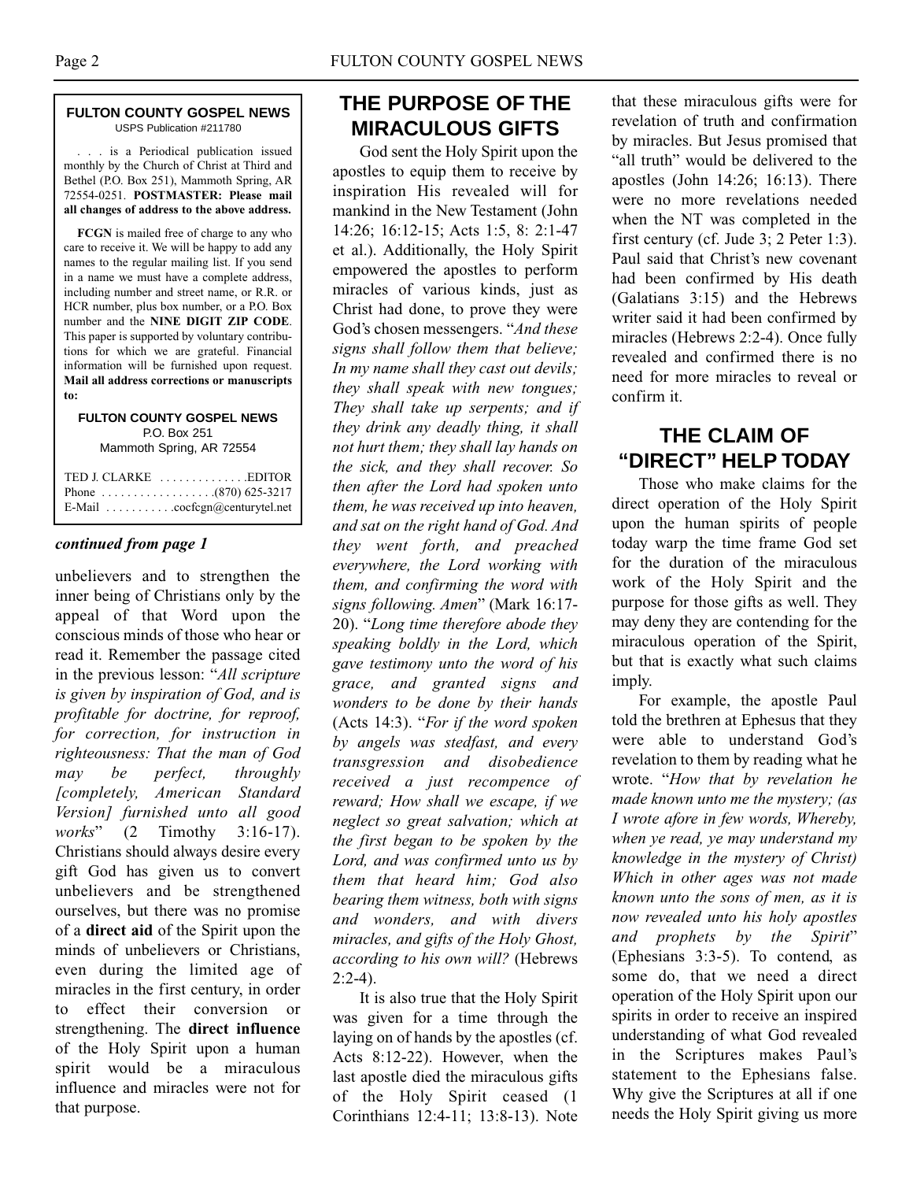**FULTON COUNTY GOSPEL NEWS**
USPS Publication #211780

. . . is a Periodical publication issued monthly by the Church of Christ at Third and Bethel (P.O. Box 251), Mammoth Spring, AR 72554-0251. **POSTMASTER: Please mail all changes of address to the above address.**

**FCGN** is mailed free of charge to any who care to receive it. We will be happy to add any names to the regular mailing list. If you send in a name we must have a complete address, including number and street name, or R.R. or HCR number, plus box number, or a P.O. Box number and the **NINE DIGIT ZIP CODE**. This paper is supported by voluntary contributions for which we are grateful. Financial information will be furnished upon request. **Mail all address corrections or manuscripts to:**

**FULTON COUNTY GOSPEL NEWS**
P.O. Box 251
Mammoth Spring, AR 72554

TED J. CLARKE . . . . . . . . . . . . . .EDITOR
Phone . . . . . . . . . . . . . . . . . .(870) 625-3217
E-Mail . . . . . . . . . . .cocfcgn@centurytel.net

***continued from page 1***

unbelievers and to strengthen the inner being of Christians only by the appeal of that Word upon the conscious minds of those who hear or read it. Remember the passage cited in the previous lesson: "*All scripture is given by inspiration of God, and is profitable for doctrine, for reproof, for correction, for instruction in righteousness: That the man of God may be perfect, throughly [completely, American Standard Version] furnished unto all good works*" (2 Timothy 3:16-17). Christians should always desire every gift God has given us to convert unbelievers and be strengthened ourselves, but there was no promise of a **direct aid** of the Spirit upon the minds of unbelievers or Christians, even during the limited age of miracles in the first century, in order to effect their conversion or strengthening. The **direct influence** of the Holy Spirit upon a human spirit would be a miraculous influence and miracles were not for that purpose.

## THE PURPOSE OF THE MIRACULOUS GIFTS

God sent the Holy Spirit upon the apostles to equip them to receive by inspiration His revealed will for mankind in the New Testament (John 14:26; 16:12-15; Acts 1:5, 8: 2:1-47 et al.). Additionally, the Holy Spirit empowered the apostles to perform miracles of various kinds, just as Christ had done, to prove they were God's chosen messengers. "*And these signs shall follow them that believe; In my name shall they cast out devils; they shall speak with new tongues; They shall take up serpents; and if they drink any deadly thing, it shall not hurt them; they shall lay hands on the sick, and they shall recover. So then after the Lord had spoken unto them, he was received up into heaven, and sat on the right hand of God. And they went forth, and preached everywhere, the Lord working with them, and confirming the word with signs following. Amen*" (Mark 16:17-20). "*Long time therefore abode they speaking boldly in the Lord, which gave testimony unto the word of his grace, and granted signs and wonders to be done by their hands* (Acts 14:3). "*For if the word spoken by angels was stedfast, and every transgression and disobedience received a just recompence of reward; How shall we escape, if we neglect so great salvation; which at the first began to be spoken by the Lord, and was confirmed unto us by them that heard him; God also bearing them witness, both with signs and wonders, and with divers miracles, and gifts of the Holy Ghost, according to his own will?* (Hebrews 2:2-4).

It is also true that the Holy Spirit was given for a time through the laying on of hands by the apostles (cf. Acts 8:12-22). However, when the last apostle died the miraculous gifts of the Holy Spirit ceased (1 Corinthians 12:4-11; 13:8-13). Note that these miraculous gifts were for revelation of truth and confirmation by miracles. But Jesus promised that "all truth" would be delivered to the apostles (John 14:26; 16:13). There were no more revelations needed when the NT was completed in the first century (cf. Jude 3; 2 Peter 1:3). Paul said that Christ's new covenant had been confirmed by His death (Galatians 3:15) and the Hebrews writer said it had been confirmed by miracles (Hebrews 2:2-4). Once fully revealed and confirmed there is no need for more miracles to reveal or confirm it.

## THE CLAIM OF "DIRECT" HELP TODAY

Those who make claims for the direct operation of the Holy Spirit upon the human spirits of people today warp the time frame God set for the duration of the miraculous work of the Holy Spirit and the purpose for those gifts as well. They may deny they are contending for the miraculous operation of the Spirit, but that is exactly what such claims imply.

For example, the apostle Paul told the brethren at Ephesus that they were able to understand God's revelation to them by reading what he wrote. "*How that by revelation he made known unto me the mystery; (as I wrote afore in few words, Whereby, when ye read, ye may understand my knowledge in the mystery of Christ) Which in other ages was not made known unto the sons of men, as it is now revealed unto his holy apostles and prophets by the Spirit*" (Ephesians 3:3-5). To contend, as some do, that we need a direct operation of the Holy Spirit upon our spirits in order to receive an inspired understanding of what God revealed in the Scriptures makes Paul's statement to the Ephesians false. Why give the Scriptures at all if one needs the Holy Spirit giving us more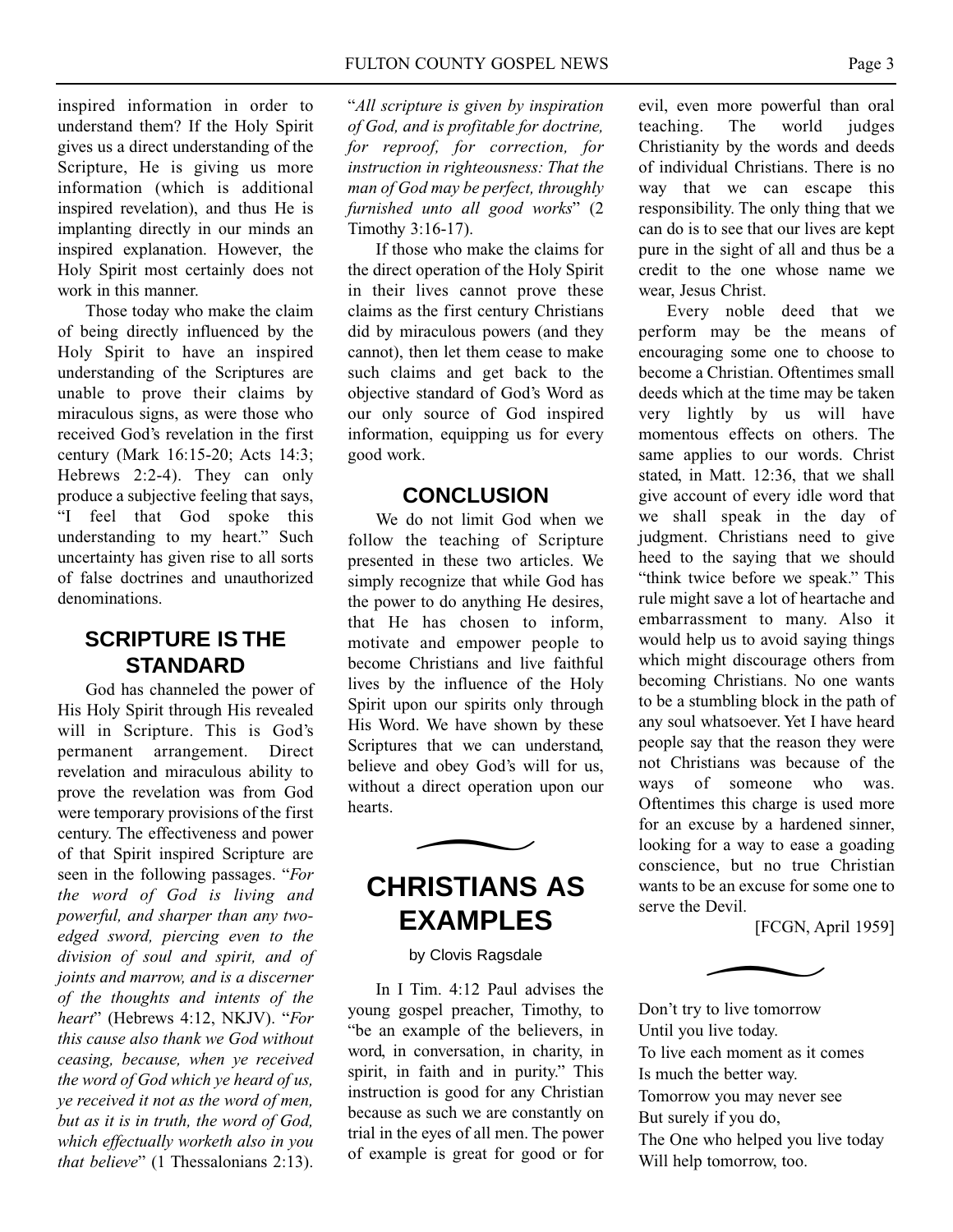inspired information in order to understand them? If the Holy Spirit gives us a direct understanding of the Scripture, He is giving us more information (which is additional inspired revelation), and thus He is implanting directly in our minds an inspired explanation. However, the Holy Spirit most certainly does not work in this manner.

Those today who make the claim of being directly influenced by the Holy Spirit to have an inspired understanding of the Scriptures are unable to prove their claims by miraculous signs, as were those who received God's revelation in the first century (Mark 16:15-20; Acts 14:3; Hebrews 2:2-4). They can only produce a subjective feeling that says, "I feel that God spoke this understanding to my heart." Such uncertainty has given rise to all sorts of false doctrines and unauthorized denominations.

## SCRIPTURE IS THE STANDARD

God has channeled the power of His Holy Spirit through His revealed will in Scripture. This is God's permanent arrangement. Direct revelation and miraculous ability to prove the revelation was from God were temporary provisions of the first century. The effectiveness and power of that Spirit inspired Scripture are seen in the following passages. "*For the word of God is living and powerful, and sharper than any two-edged sword, piercing even to the division of soul and spirit, and of joints and marrow, and is a discerner of the thoughts and intents of the heart*" (Hebrews 4:12, NKJV). "*For this cause also thank we God without ceasing, because, when ye received the word of God which ye heard of us, ye received it not as the word of men, but as it is in truth, the word of God, which effectually worketh also in you that believe*" (1 Thessalonians 2:13). "*All scripture is given by inspiration of God, and is profitable for doctrine, for reproof, for correction, for instruction in righteousness: That the man of God may be perfect, throughly furnished unto all good works*" (2 Timothy 3:16-17).

If those who make the claims for the direct operation of the Holy Spirit in their lives cannot prove these claims as the first century Christians did by miraculous powers (and they cannot), then let them cease to make such claims and get back to the objective standard of God's Word as our only source of God inspired information, equipping us for every good work.

## CONCLUSION

We do not limit God when we follow the teaching of Scripture presented in these two articles. We simply recognize that while God has the power to do anything He desires, that He has chosen to inform, motivate and empower people to become Christians and live faithful lives by the influence of the Holy Spirit upon our spirits only through His Word. We have shown by these Scriptures that we can understand, believe and obey God's will for us, without a direct operation upon our hearts.

# CHRISTIANS AS EXAMPLES

by Clovis Ragsdale

In I Tim. 4:12 Paul advises the young gospel preacher, Timothy, to "be an example of the believers, in word, in conversation, in charity, in spirit, in faith and in purity." This instruction is good for any Christian because as such we are constantly on trial in the eyes of all men. The power of example is great for good or for evil, even more powerful than oral teaching. The world judges Christianity by the words and deeds of individual Christians. There is no way that we can escape this responsibility. The only thing that we can do is to see that our lives are kept pure in the sight of all and thus be a credit to the one whose name we wear, Jesus Christ.

Every noble deed that we perform may be the means of encouraging some one to choose to become a Christian. Oftentimes small deeds which at the time may be taken very lightly by us will have momentous effects on others. The same applies to our words. Christ stated, in Matt. 12:36, that we shall give account of every idle word that we shall speak in the day of judgment. Christians need to give heed to the saying that we should "think twice before we speak." This rule might save a lot of heartache and embarrassment to many. Also it would help us to avoid saying things which might discourage others from becoming Christians. No one wants to be a stumbling block in the path of any soul whatsoever. Yet I have heard people say that the reason they were not Christians was because of the ways of someone who was. Oftentimes this charge is used more for an excuse by a hardened sinner, looking for a way to ease a goading conscience, but no true Christian wants to be an excuse for some one to serve the Devil.

[FCGN, April 1959]

Don't try to live tomorrow
Until you live today.
To live each moment as it comes
Is much the better way.
Tomorrow you may never see
But surely if you do,
The One who helped you live today
Will help tomorrow, too.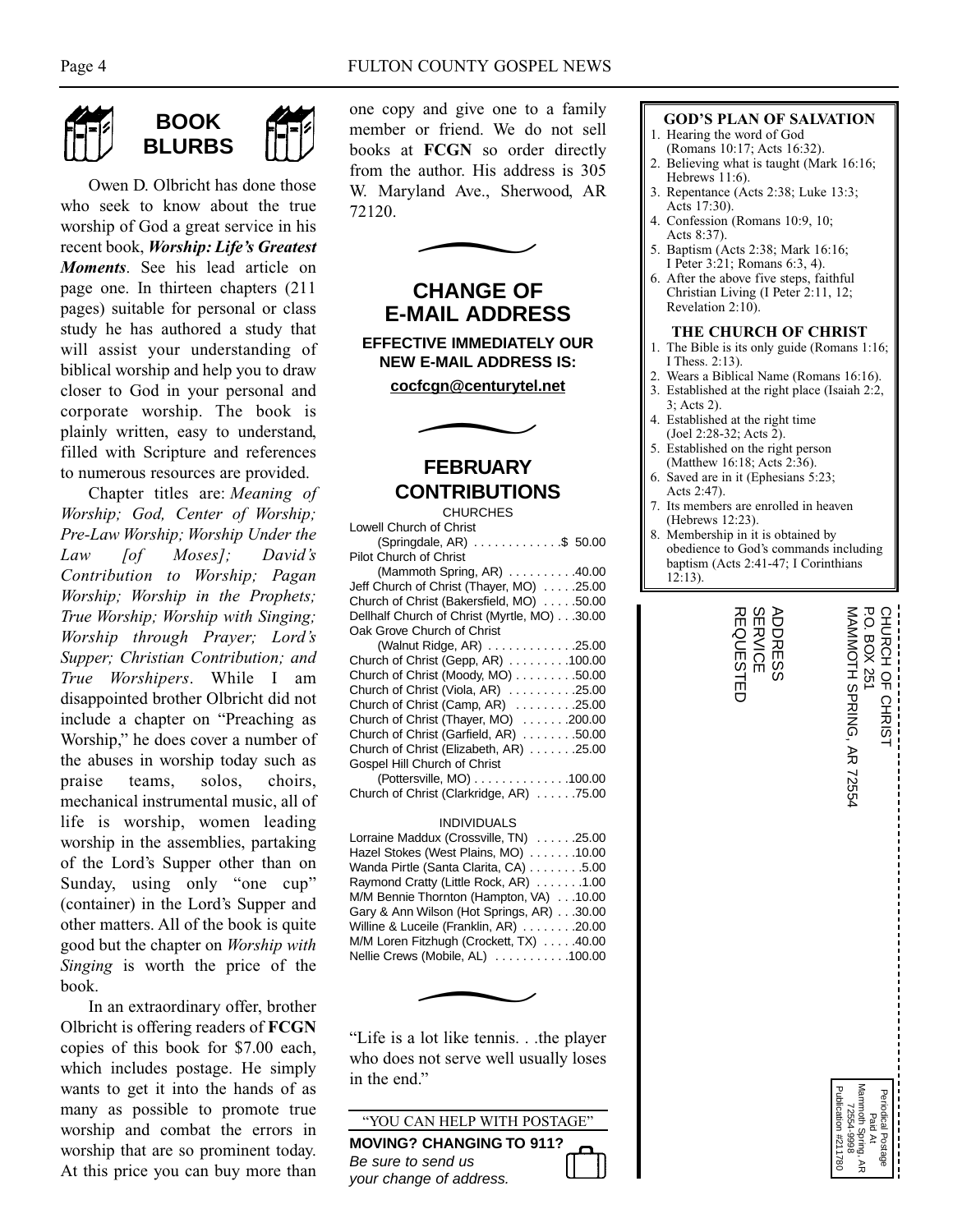## BOOK BLURBS

Owen D. Olbricht has done those who seek to know about the true worship of God a great service in his recent book, ***Worship: Life's Greatest Moments***. See his lead article on page one. In thirteen chapters (211 pages) suitable for personal or class study he has authored a study that will assist your understanding of biblical worship and help you to draw closer to God in your personal and corporate worship. The book is plainly written, easy to understand, filled with Scripture and references to numerous resources are provided.

Chapter titles are: *Meaning of Worship; God, Center of Worship; Pre-Law Worship; Worship Under the Law [of Moses]; David's Contribution to Worship; Pagan Worship; Worship in the Prophets; True Worship; Worship with Singing; Worship through Prayer; Lord's Supper; Christian Contribution; and True Worshipers*. While I am disappointed brother Olbricht did not include a chapter on "Preaching as Worship," he does cover a number of the abuses in worship today such as praise teams, solos, choirs, mechanical instrumental music, all of life is worship, women leading worship in the assemblies, partaking of the Lord's Supper other than on Sunday, using only "one cup" (container) in the Lord's Supper and other matters. All of the book is quite good but the chapter on *Worship with Singing* is worth the price of the book.

In an extraordinary offer, brother Olbricht is offering readers of **FCGN** copies of this book for $7.00 each, which includes postage. He simply wants to get it into the hands of as many as possible to promote true worship and combat the errors in worship that are so prominent today. At this price you can buy more than one copy and give one to a family member or friend. We do not sell books at **FCGN** so order directly from the author. His address is 305 W. Maryland Ave., Sherwood, AR 72120.

## CHANGE OF E-MAIL ADDRESS

**EFFECTIVE IMMEDIATELY OUR NEW E-MAIL ADDRESS IS:**

**cocfcgn@centurytel.net**

## FEBRUARY CONTRIBUTIONS

CHURCHES

Lowell Church of Christ (Springdale, AR) . . . . . . . . . . . . .$ 50.00
Pilot Church of Christ (Mammoth Spring, AR) . . . . . . . . . .40.00
Jeff Church of Christ (Thayer, MO) . . . . .25.00
Church of Christ (Bakersfield, MO) . . . . .50.00
Dellhalf Church of Christ (Myrtle, MO) . . .30.00
Oak Grove Church of Christ (Walnut Ridge, AR) . . . . . . . . . . . . .25.00
Church of Christ (Gepp, AR) . . . . . . . . .100.00
Church of Christ (Moody, MO) . . . . . . . . .50.00
Church of Christ (Viola, AR) . . . . . . . . . .25.00
Church of Christ (Camp, AR) . . . . . . . . .25.00
Church of Christ (Thayer, MO) . . . . . . .200.00
Church of Christ (Garfield, AR) . . . . . . . .50.00
Church of Christ (Elizabeth, AR) . . . . . . .25.00
Gospel Hill Church of Christ (Pottersville, MO) . . . . . . . . . . . . . .100.00
Church of Christ (Clarkridge, AR) . . . . . .75.00

INDIVIDUALS

Lorraine Maddux (Crossville, TN) . . . . . .25.00
Hazel Stokes (West Plains, MO) . . . . . . .10.00
Wanda Pirtle (Santa Clarita, CA) . . . . . . . .5.00
Raymond Cratty (Little Rock, AR) . . . . . . .1.00
M/M Bennie Thornton (Hampton, VA) . . .10.00
Gary & Ann Wilson (Hot Springs, AR) . . .30.00
Willine & Luceile (Franklin, AR) . . . . . . . .20.00
M/M Loren Fitzhugh (Crockett, TX) . . . . .40.00
Nellie Crews (Mobile, AL) . . . . . . . . . . .100.00

"Life is a lot like tennis. . .the player who does not serve well usually loses in the end."

"YOU CAN HELP WITH POSTAGE"

**MOVING? CHANGING TO 911?**
*Be sure to send us your change of address.*

### GOD'S PLAN OF SALVATION

1. Hearing the word of God (Romans 10:17; Acts 16:32).
2. Believing what is taught (Mark 16:16; Hebrews 11:6).
3. Repentance (Acts 2:38; Luke 13:3; Acts 17:30).
4. Confession (Romans 10:9, 10; Acts 8:37).
5. Baptism (Acts 2:38; Mark 16:16; I Peter 3:21; Romans 6:3, 4).
6. After the above five steps, faithful Christian Living (I Peter 2:11, 12; Revelation 2:10).

### THE CHURCH OF CHRIST

1. The Bible is its only guide (Romans 1:16; I Thess. 2:13).
2. Wears a Biblical Name (Romans 16:16).
3. Established at the right place (Isaiah 2:2, 3; Acts 2).
4. Established at the right time (Joel 2:28-32; Acts 2).
5. Established on the right person (Matthew 16:18; Acts 2:36).
6. Saved are in it (Ephesians 5:23; Acts 2:47).
7. Its members are enrolled in heaven (Hebrews 12:23).
8. Membership in it is obtained by obedience to God's commands including baptism (Acts 2:41-47; I Corinthians 12:13).

CHURCH OF CHRIST
P.O. BOX 251
MAMMOTH SPRING, AR 72554

ADDRESS
SERVICE
REQUESTED

Periodical Postage
Paid At
Mammoth Spring, AR
72554-9998
Publication #211780